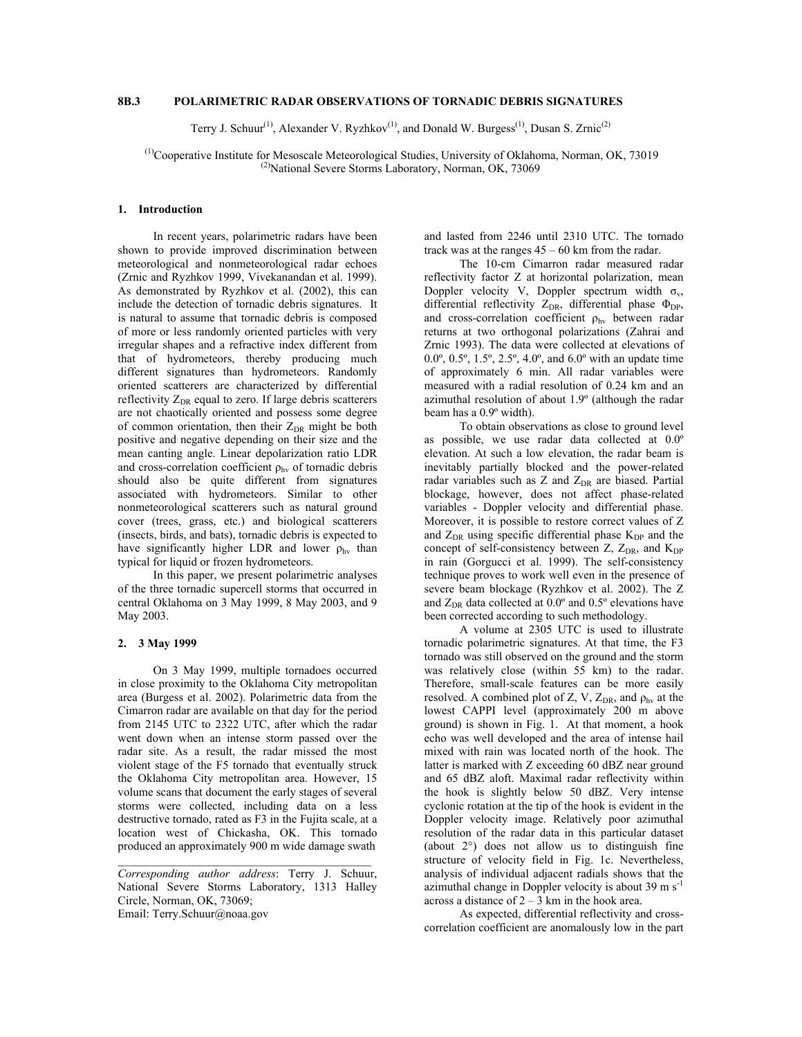# 8B.3 POLARIMETRIC RADAR OBSERVATIONS OF TORNADIC DEBRIS SIGNATURES

Terry J. Schuur[(1)], Alexander V. Ryzhkov[(1)], and Donald W. Burgess[(1)], Dusan S. Zrnic[(2)]

[(1)]Cooperative Institute for Mesoscale Meteorological Studies, University of Oklahoma, Norman, OK, 73019
[(2)]National Severe Storms Laboratory, Norman, OK, 73069

## 1. Introduction

In recent years, polarimetric radars have been shown to provide improved discrimination between meteorological and nonmeteorological radar echoes (Zrnic and Ryzhkov 1999, Vivekanandan et al. 1999). As demonstrated by Ryzhkov et al. (2002), this can include the detection of tornadic debris signatures. It is natural to assume that tornadic debris is composed of more or less randomly oriented particles with very irregular shapes and a refractive index different from that of hydrometeors, thereby producing much different signatures than hydrometeors. Randomly oriented scatterers are characterized by differential reflectivity $Z_{DR}$ equal to zero. If large debris scatterers are not chaotically oriented and possess some degree of common orientation, then their $Z_{DR}$ might be both positive and negative depending on their size and the mean canting angle. Linear depolarization ratio LDR and cross-correlation coefficient $\rho_{hv}$ of tornadic debris should also be quite different from signatures associated with hydrometeors. Similar to other nonmeteorological scatterers such as natural ground cover (trees, grass, etc.) and biological scatterers (insects, birds, and bats), tornadic debris is expected to have significantly higher LDR and lower $\rho_{hv}$ than typical for liquid or frozen hydrometeors.

In this paper, we present polarimetric analyses of the three tornadic supercell storms that occurred in central Oklahoma on 3 May 1999, 8 May 2003, and 9 May 2003.

## 2. 3 May 1999

On 3 May 1999, multiple tornadoes occurred in close proximity to the Oklahoma City metropolitan area (Burgess et al. 2002). Polarimetric data from the Cimarron radar are available on that day for the period from 2145 UTC to 2322 UTC, after which the radar went down when an intense storm passed over the radar site. As a result, the radar missed the most violent stage of the F5 tornado that eventually struck the Oklahoma City metropolitan area. However, 15 volume scans that document the early stages of several storms were collected, including data on a less destructive tornado, rated as F3 in the Fujita scale, at a location west of Chickasha, OK. This tornado produced an approximately 900 m wide damage swath and lasted from 2246 until 2310 UTC. The tornado track was at the ranges 45 – 60 km from the radar.

The 10-cm Cimarron radar measured radar reflectivity factor Z at horizontal polarization, mean Doppler velocity V, Doppler spectrum width $\sigma_v$, differential reflectivity $Z_{DR}$, differential phase $\Phi_{DP}$, and cross-correlation coefficient $\rho_{hv}$ between radar returns at two orthogonal polarizations (Zahrai and Zrnic 1993). The data were collected at elevations of 0.0º, 0.5º, 1.5º, 2.5º, 4.0º, and 6.0º with an update time of approximately 6 min. All radar variables were measured with a radial resolution of 0.24 km and an azimuthal resolution of about 1.9º (although the radar beam has a 0.9º width).

To obtain observations as close to ground level as possible, we use radar data collected at 0.0º elevation. At such a low elevation, the radar beam is inevitably partially blocked and the power-related radar variables such as Z and $Z_{DR}$ are biased. Partial blockage, however, does not affect phase-related variables - Doppler velocity and differential phase. Moreover, it is possible to restore correct values of Z and $Z_{DR}$ using specific differential phase $K_{DP}$ and the concept of self-consistency between Z, $Z_{DR}$, and $K_{DP}$ in rain (Gorgucci et al. 1999). The self-consistency technique proves to work well even in the presence of severe beam blockage (Ryzhkov et al. 2002). The Z and $Z_{DR}$ data collected at 0.0º and 0.5º elevations have been corrected according to such methodology.

A volume at 2305 UTC is used to illustrate tornadic polarimetric signatures. At that time, the F3 tornado was still observed on the ground and the storm was relatively close (within 55 km) to the radar. Therefore, small-scale features can be more easily resolved. A combined plot of Z, V, $Z_{DR}$, and $\rho_{hv}$ at the lowest CAPPI level (approximately 200 m above ground) is shown in Fig. 1. At that moment, a hook echo was well developed and the area of intense hail mixed with rain was located north of the hook. The latter is marked with Z exceeding 60 dBZ near ground and 65 dBZ aloft. Maximal radar reflectivity within the hook is slightly below 50 dBZ. Very intense cyclonic rotation at the tip of the hook is evident in the Doppler velocity image. Relatively poor azimuthal resolution of the radar data in this particular dataset (about 2°) does not allow us to distinguish fine structure of velocity field in Fig. 1c. Nevertheless, analysis of individual adjacent radials shows that the azimuthal change in Doppler velocity is about 39 m s$^{-1}$ across a distance of 2 – 3 km in the hook area.

As expected, differential reflectivity and cross-correlation coefficient are anomalously low in the part

---

*Corresponding author address*: Terry J. Schuur, National Severe Storms Laboratory, 1313 Halley Circle, Norman, OK, 73069;
Email: Terry.Schuur@noaa.gov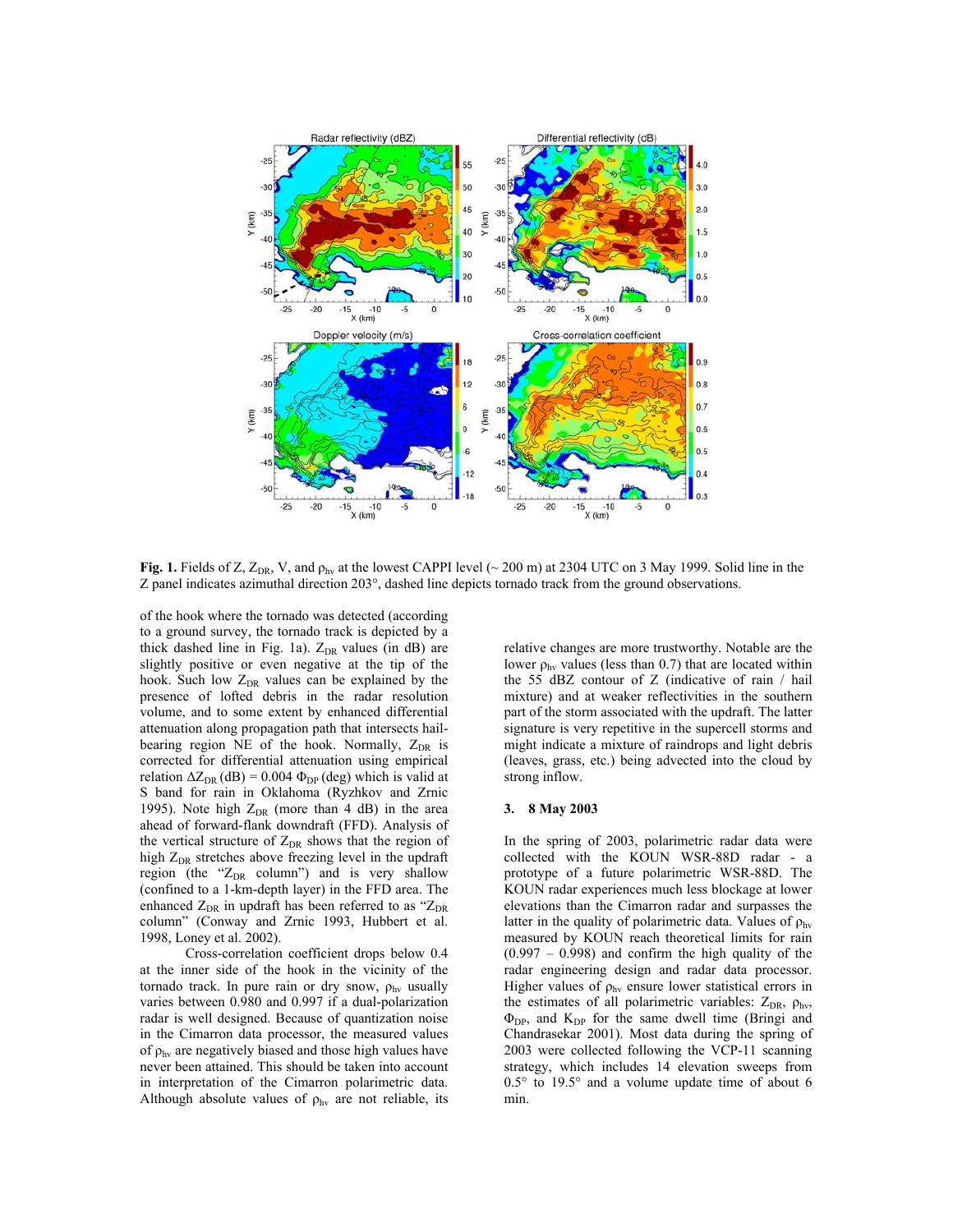**Fig. 1.** Fields of Z, $Z_{DR}$, V, and $\rho_{hv}$ at the lowest CAPPI level (~ 200 m) at 2304 UTC on 3 May 1999. Solid line in the Z panel indicates azimuthal direction 203°, dashed line depicts tornado track from the ground observations.

of the hook where the tornado was detected (according to a ground survey, the tornado track is depicted by a thick dashed line in Fig. 1a). $Z_{DR}$ values (in dB) are slightly positive or even negative at the tip of the hook. Such low $Z_{DR}$ values can be explained by the presence of lofted debris in the radar resolution volume, and to some extent by enhanced differential attenuation along propagation path that intersects hail-bearing region NE of the hook. Normally, $Z_{DR}$ is corrected for differential attenuation using empirical relation $\Delta Z_{DR}$ (dB) = 0.004 $\Phi_{DP}$ (deg) which is valid at S band for rain in Oklahoma (Ryzhkov and Zrnic 1995). Note high $Z_{DR}$ (more than 4 dB) in the area ahead of forward-flank downdraft (FFD). Analysis of the vertical structure of $Z_{DR}$ shows that the region of high $Z_{DR}$ stretches above freezing level in the updraft region (the "$Z_{DR}$ column") and is very shallow (confined to a 1-km-depth layer) in the FFD area. The enhanced $Z_{DR}$ in updraft has been referred to as "$Z_{DR}$ column" (Conway and Zrnic 1993, Hubbert et al. 1998, Loney et al. 2002).

Cross-correlation coefficient drops below 0.4 at the inner side of the hook in the vicinity of the tornado track. In pure rain or dry snow, $\rho_{hv}$ usually varies between 0.980 and 0.997 if a dual-polarization radar is well designed. Because of quantization noise in the Cimarron data processor, the measured values of $\rho_{hv}$ are negatively biased and those high values have never been attained. This should be taken into account in interpretation of the Cimarron polarimetric data. Although absolute values of $\rho_{hv}$ are not reliable, its relative changes are more trustworthy. Notable are the lower $\rho_{hv}$ values (less than 0.7) that are located within the 55 dBZ contour of Z (indicative of rain / hail mixture) and at weaker reflectivities in the southern part of the storm associated with the updraft. The latter signature is very repetitive in the supercell storms and might indicate a mixture of raindrops and light debris (leaves, grass, etc.) being advected into the cloud by strong inflow.

## 3. 8 May 2003

In the spring of 2003, polarimetric radar data were collected with the KOUN WSR-88D radar - a prototype of a future polarimetric WSR-88D. The KOUN radar experiences much less blockage at lower elevations than the Cimarron radar and surpasses the latter in the quality of polarimetric data. Values of $\rho_{hv}$ measured by KOUN reach theoretical limits for rain (0.997 – 0.998) and confirm the high quality of the radar engineering design and radar data processor. Higher values of $\rho_{hv}$ ensure lower statistical errors in the estimates of all polarimetric variables: $Z_{DR}$, $\rho_{hv}$, $\Phi_{DP}$, and $K_{DP}$ for the same dwell time (Bringi and Chandrasekar 2001). Most data during the spring of 2003 were collected following the VCP-11 scanning strategy, which includes 14 elevation sweeps from 0.5° to 19.5° and a volume update time of about 6 min.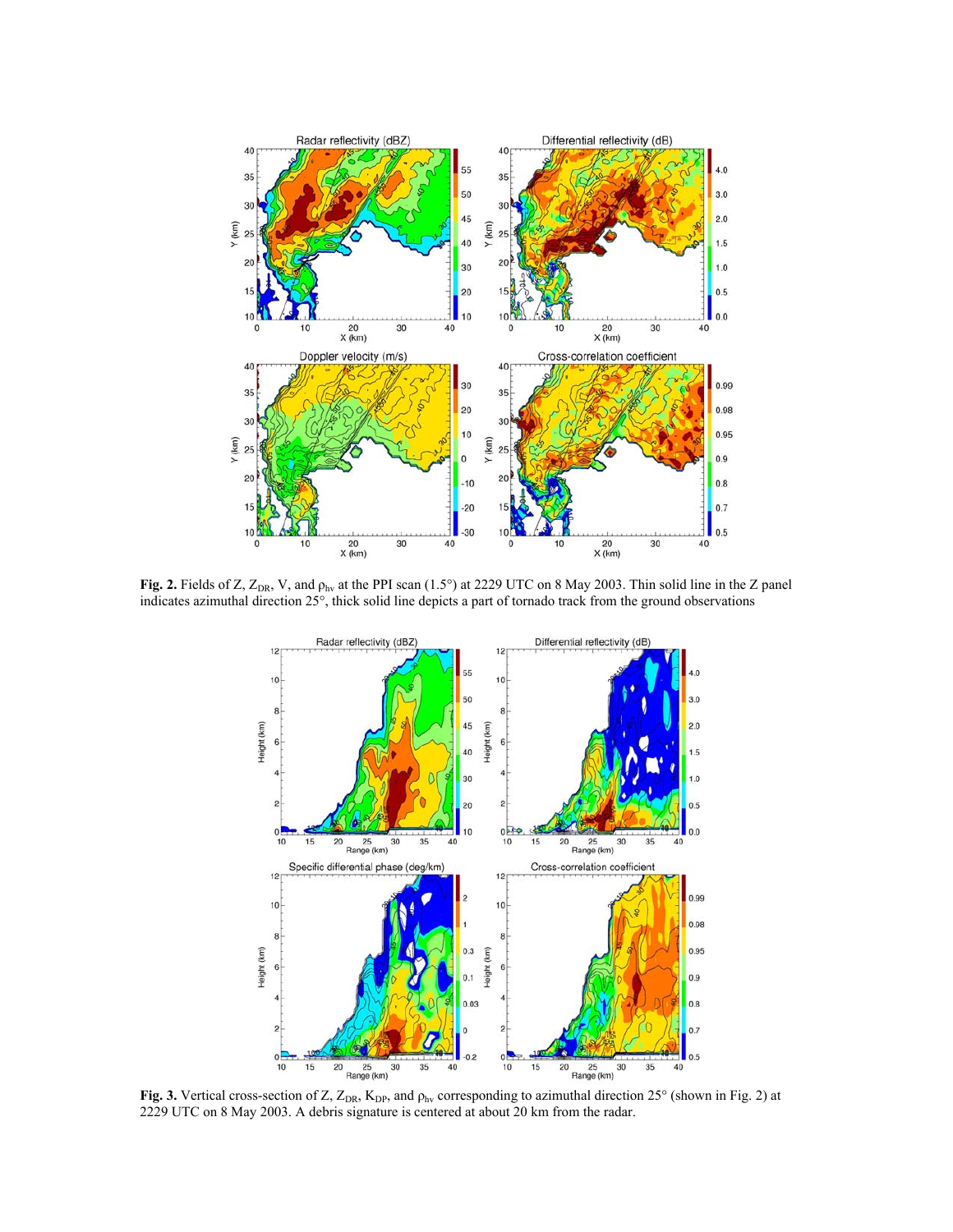**Fig. 2.** Fields of Z, $Z_{DR}$, V, and $\rho_{hv}$ at the PPI scan (1.5°) at 2229 UTC on 8 May 2003. Thin solid line in the Z panel indicates azimuthal direction 25°, thick solid line depicts a part of tornado track from the ground observations

**Fig. 3.** Vertical cross-section of Z, $Z_{DR}$, $K_{DP}$, and $\rho_{hv}$ corresponding to azimuthal direction 25° (shown in Fig. 2) at 2229 UTC on 8 May 2003. A debris signature is centered at about 20 km from the radar.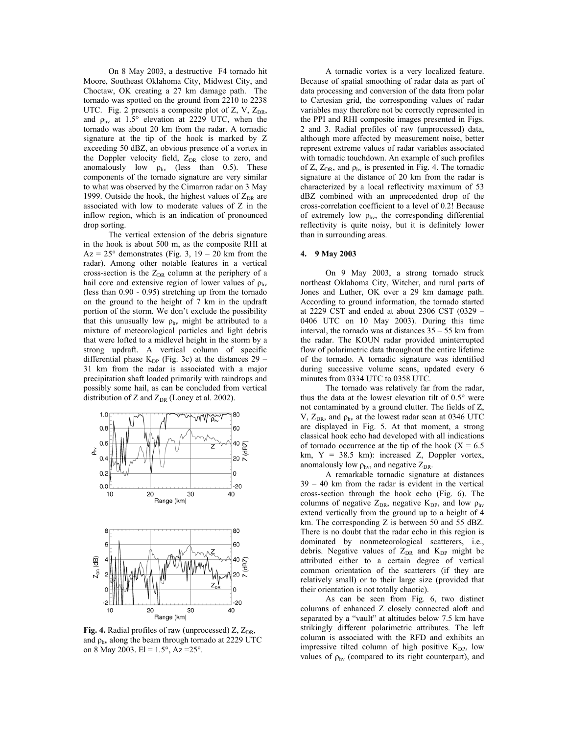On 8 May 2003, a destructive F4 tornado hit Moore, Southeast Oklahoma City, Midwest City, and Choctaw, OK creating a 27 km damage path. The tornado was spotted on the ground from 2210 to 2238 UTC. Fig. 2 presents a composite plot of Z, V, $Z_{DR}$, and $\rho_{hv}$ at 1.5° elevation at 2229 UTC, when the tornado was about 20 km from the radar. A tornadic signature at the tip of the hook is marked by Z exceeding 50 dBZ, an obvious presence of a vortex in the Doppler velocity field, $Z_{DR}$ close to zero, and anomalously low $\rho_{hv}$ (less than 0.5). These components of the tornado signature are very similar to what was observed by the Cimarron radar on 3 May 1999. Outside the hook, the highest values of $Z_{DR}$ are associated with low to moderate values of Z in the inflow region, which is an indication of pronounced drop sorting.

The vertical extension of the debris signature in the hook is about 500 m, as the composite RHI at Az = 25° demonstrates (Fig. 3, 19 – 20 km from the radar). Among other notable features in a vertical cross-section is the $Z_{DR}$ column at the periphery of a hail core and extensive region of lower values of $\rho_{hv}$ (less than 0.90 - 0.95) stretching up from the tornado on the ground to the height of 7 km in the updraft portion of the storm. We don't exclude the possibility that this unusually low $\rho_{hv}$ might be attributed to a mixture of meteorological particles and light debris that were lofted to a midlevel height in the storm by a strong updraft. A vertical column of specific differential phase $K_{DP}$ (Fig. 3c) at the distances 29 – 31 km from the radar is associated with a major precipitation shaft loaded primarily with raindrops and possibly some hail, as can be concluded from vertical distribution of Z and $Z_{DR}$ (Loney et al. 2002).

**Fig. 4.** Radial profiles of raw (unprocessed) Z, $Z_{DR}$, and $\rho_{hv}$ along the beam through tornado at 2229 UTC on 8 May 2003. El = 1.5°, Az =25°.

A tornadic vortex is a very localized feature. Because of spatial smoothing of radar data as part of data processing and conversion of the data from polar to Cartesian grid, the corresponding values of radar variables may therefore not be correctly represented in the PPI and RHI composite images presented in Figs. 2 and 3. Radial profiles of raw (unprocessed) data, although more affected by measurement noise, better represent extreme values of radar variables associated with tornadic touchdown. An example of such profiles of Z, $Z_{DR}$, and $\rho_{hv}$ is presented in Fig. 4. The tornadic signature at the distance of 20 km from the radar is characterized by a local reflectivity maximum of 53 dBZ combined with an unprecedented drop of the cross-correlation coefficient to a level of 0.2! Because of extremely low $\rho_{hv}$, the corresponding differential reflectivity is quite noisy, but it is definitely lower than in surrounding areas.

## 4. 9 May 2003

On 9 May 2003, a strong tornado struck northeast Oklahoma City, Witcher, and rural parts of Jones and Luther, OK over a 29 km damage path. According to ground information, the tornado started at 2229 CST and ended at about 2306 CST (0329 – 0406 UTC on 10 May 2003). During this time interval, the tornado was at distances 35 – 55 km from the radar. The KOUN radar provided uninterrupted flow of polarimetric data throughout the entire lifetime of the tornado. A tornadic signature was identified during successive volume scans, updated every 6 minutes from 0334 UTC to 0358 UTC.

The tornado was relatively far from the radar, thus the data at the lowest elevation tilt of 0.5° were not contaminated by a ground clutter. The fields of Z, V, $Z_{DR}$, and $\rho_{hv}$ at the lowest radar scan at 0346 UTC are displayed in Fig. 5. At that moment, a strong classical hook echo had developed with all indications of tornado occurrence at the tip of the hook (X = 6.5 km, Y = 38.5 km): increased Z, Doppler vortex, anomalously low $\rho_{hv}$, and negative $Z_{DR}$.

A remarkable tornadic signature at distances 39 – 40 km from the radar is evident in the vertical cross-section through the hook echo (Fig. 6). The columns of negative $Z_{DR}$, negative $K_{DP}$, and low $\rho_{hv}$ extend vertically from the ground up to a height of 4 km. The corresponding Z is between 50 and 55 dBZ. There is no doubt that the radar echo in this region is dominated by nonmeteorological scatterers, i.e., debris. Negative values of $Z_{DR}$ and $K_{DP}$ might be attributed either to a certain degree of vertical common orientation of the scatterers (if they are relatively small) or to their large size (provided that their orientation is not totally chaotic).

As can be seen from Fig. 6, two distinct columns of enhanced Z closely connected aloft and separated by a "vault" at altitudes below 7.5 km have strikingly different polarimetric attributes. The left column is associated with the RFD and exhibits an impressive tilted column of high positive $K_{DP}$, low values of $\rho_{hv}$ (compared to its right counterpart), and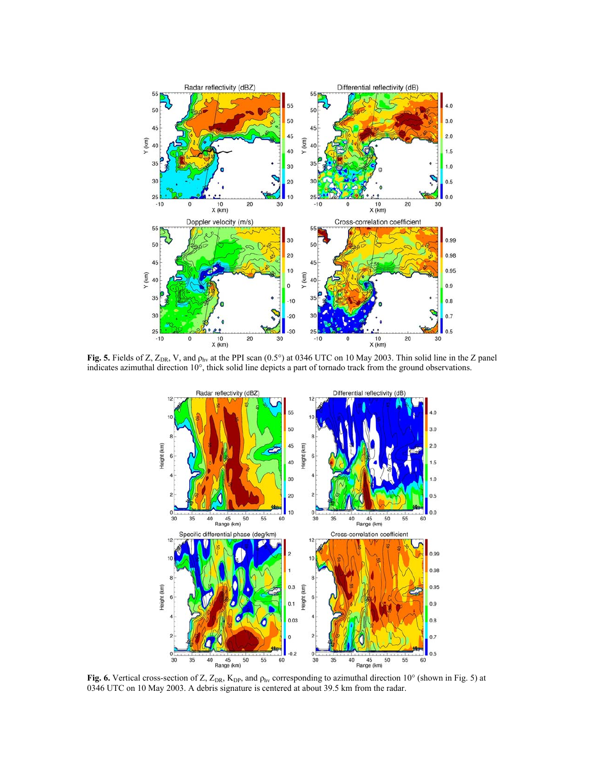**Fig. 5.** Fields of Z, $Z_{DR}$, V, and $\rho_{hv}$ at the PPI scan (0.5°) at 0346 UTC on 10 May 2003. Thin solid line in the Z panel indicates azimuthal direction 10°, thick solid line depicts a part of tornado track from the ground observations.

**Fig. 6.** Vertical cross-section of Z, $Z_{DR}$, $K_{DP}$, and $\rho_{hv}$ corresponding to azimuthal direction 10° (shown in Fig. 5) at 0346 UTC on 10 May 2003. A debris signature is centered at about 39.5 km from the radar.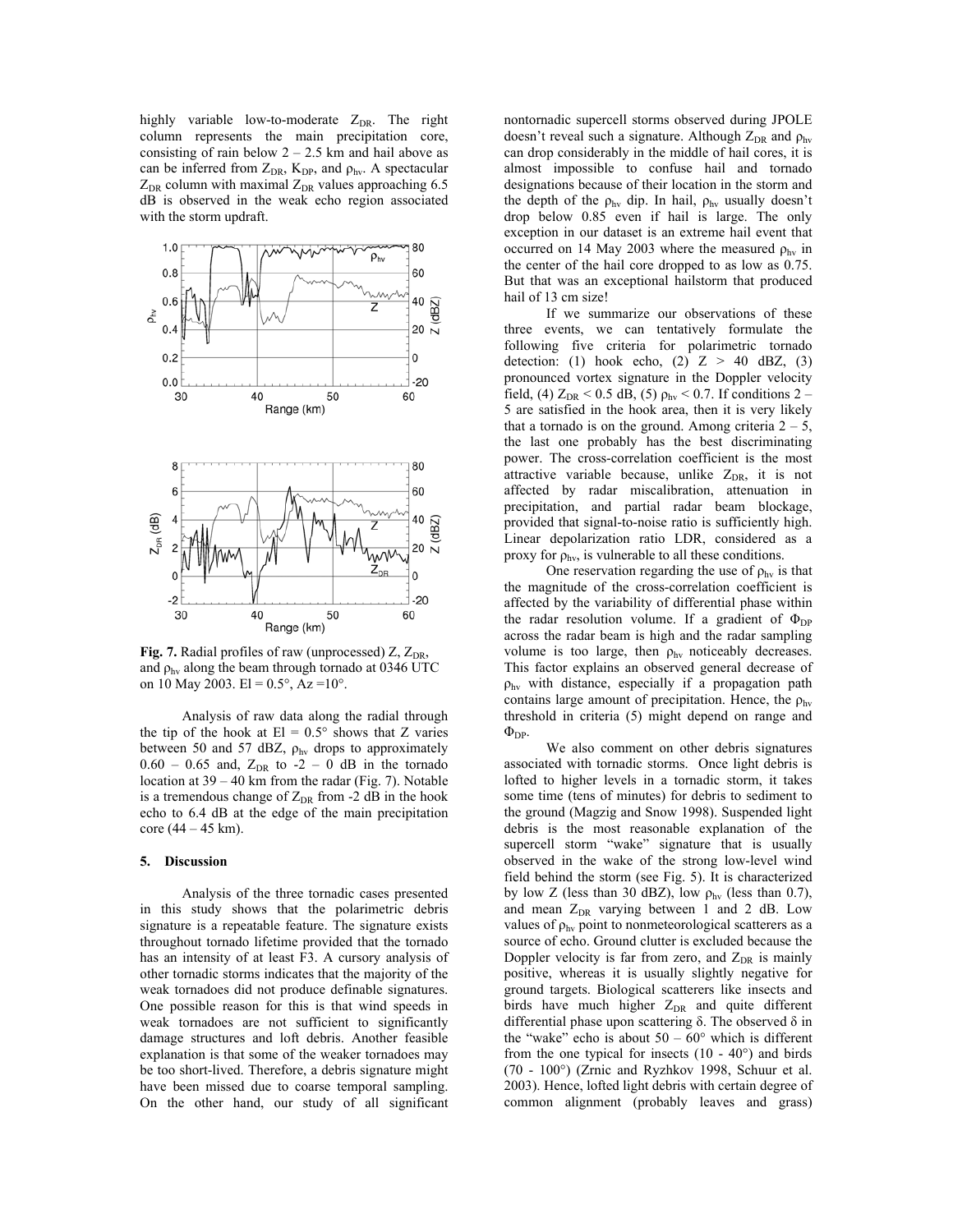highly variable low-to-moderate $Z_{DR}$. The right column represents the main precipitation core, consisting of rain below 2 – 2.5 km and hail above as can be inferred from $Z_{DR}$, $K_{DP}$, and $\rho_{hv}$. A spectacular $Z_{DR}$ column with maximal $Z_{DR}$ values approaching 6.5 dB is observed in the weak echo region associated with the storm updraft.

**Fig. 7.** Radial profiles of raw (unprocessed) Z, $Z_{DR}$, and $\rho_{hv}$ along the beam through tornado at 0346 UTC on 10 May 2003. El = 0.5°, Az =10°.

Analysis of raw data along the radial through the tip of the hook at El = 0.5° shows that Z varies between 50 and 57 dBZ, $\rho_{hv}$ drops to approximately 0.60 – 0.65 and, $Z_{DR}$ to -2 – 0 dB in the tornado location at 39 – 40 km from the radar (Fig. 7). Notable is a tremendous change of $Z_{DR}$ from -2 dB in the hook echo to 6.4 dB at the edge of the main precipitation core (44 – 45 km).

## 5. Discussion

Analysis of the three tornadic cases presented in this study shows that the polarimetric debris signature is a repeatable feature. The signature exists throughout tornado lifetime provided that the tornado has an intensity of at least F3. A cursory analysis of other tornadic storms indicates that the majority of the weak tornadoes did not produce definable signatures. One possible reason for this is that wind speeds in weak tornadoes are not sufficient to significantly damage structures and loft debris. Another feasible explanation is that some of the weaker tornadoes may be too short-lived. Therefore, a debris signature might have been missed due to coarse temporal sampling. On the other hand, our study of all significant nontornadic supercell storms observed during JPOLE doesn't reveal such a signature. Although $Z_{DR}$ and $\rho_{hv}$ can drop considerably in the middle of hail cores, it is almost impossible to confuse hail and tornado designations because of their location in the storm and the depth of the $\rho_{hv}$ dip. In hail, $\rho_{hv}$ usually doesn't drop below 0.85 even if hail is large. The only exception in our dataset is an extreme hail event that occurred on 14 May 2003 where the measured $\rho_{hv}$ in the center of the hail core dropped to as low as 0.75. But that was an exceptional hailstorm that produced hail of 13 cm size!

If we summarize our observations of these three events, we can tentatively formulate the following five criteria for polarimetric tornado detection: (1) hook echo, (2) Z > 40 dBZ, (3) pronounced vortex signature in the Doppler velocity field, (4) $Z_{DR}$ < 0.5 dB, (5) $\rho_{hv}$ < 0.7. If conditions 2 – 5 are satisfied in the hook area, then it is very likely that a tornado is on the ground. Among criteria 2 – 5, the last one probably has the best discriminating power. The cross-correlation coefficient is the most attractive variable because, unlike $Z_{DR}$, it is not affected by radar miscalibration, attenuation in precipitation, and partial radar beam blockage, provided that signal-to-noise ratio is sufficiently high. Linear depolarization ratio LDR, considered as a proxy for $\rho_{hv}$, is vulnerable to all these conditions.

One reservation regarding the use of $\rho_{hv}$ is that the magnitude of the cross-correlation coefficient is affected by the variability of differential phase within the radar resolution volume. If a gradient of $\Phi_{DP}$ across the radar beam is high and the radar sampling volume is too large, then $\rho_{hv}$ noticeably decreases. This factor explains an observed general decrease of $\rho_{hv}$ with distance, especially if a propagation path contains large amount of precipitation. Hence, the $\rho_{hv}$ threshold in criteria (5) might depend on range and $\Phi_{DP}$.

We also comment on other debris signatures associated with tornadic storms. Once light debris is lofted to higher levels in a tornadic storm, it takes some time (tens of minutes) for debris to sediment to the ground (Magzig and Snow 1998). Suspended light debris is the most reasonable explanation of the supercell storm "wake" signature that is usually observed in the wake of the strong low-level wind field behind the storm (see Fig. 5). It is characterized by low Z (less than 30 dBZ), low $\rho_{hv}$ (less than 0.7), and mean $Z_{DR}$ varying between 1 and 2 dB. Low values of $\rho_{hv}$ point to nonmeteorological scatterers as a source of echo. Ground clutter is excluded because the Doppler velocity is far from zero, and $Z_{DR}$ is mainly positive, whereas it is usually slightly negative for ground targets. Biological scatterers like insects and birds have much higher $Z_{DR}$ and quite different differential phase upon scattering δ. The observed δ in the "wake" echo is about 50 – 60° which is different from the one typical for insects (10 - 40°) and birds (70 - 100°) (Zrnic and Ryzhkov 1998, Schuur et al. 2003). Hence, lofted light debris with certain degree of common alignment (probably leaves and grass)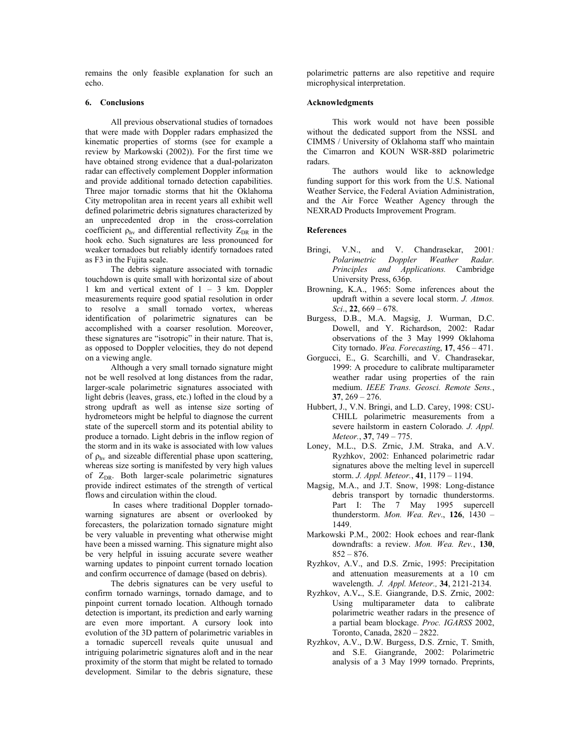remains the only feasible explanation for such an echo.

## 6. Conclusions

All previous observational studies of tornadoes that were made with Doppler radars emphasized the kinematic properties of storms (see for example a review by Markowski (2002)). For the first time we have obtained strong evidence that a dual-polarizaton radar can effectively complement Doppler information and provide additional tornado detection capabilities. Three major tornadic storms that hit the Oklahoma City metropolitan area in recent years all exhibit well defined polarimetric debris signatures characterized by an unprecedented drop in the cross-correlation coefficient $\rho_{hv}$ and differential reflectivity $Z_{DR}$ in the hook echo. Such signatures are less pronounced for weaker tornadoes but reliably identify tornadoes rated as F3 in the Fujita scale.

The debris signature associated with tornadic touchdown is quite small with horizontal size of about 1 km and vertical extent of 1 – 3 km. Doppler measurements require good spatial resolution in order to resolve a small tornado vortex, whereas identification of polarimetric signatures can be accomplished with a coarser resolution. Moreover, these signatures are "isotropic" in their nature. That is, as opposed to Doppler velocities, they do not depend on a viewing angle.

Although a very small tornado signature might not be well resolved at long distances from the radar, larger-scale polarimetric signatures associated with light debris (leaves, grass, etc.) lofted in the cloud by a strong updraft as well as intense size sorting of hydrometeors might be helpful to diagnose the current state of the supercell storm and its potential ability to produce a tornado. Light debris in the inflow region of the storm and in its wake is associated with low values of $\rho_{hv}$ and sizeable differential phase upon scattering, whereas size sorting is manifested by very high values of $Z_{DR}$. Both larger-scale polarimetric signatures provide indirect estimates of the strength of vertical flows and circulation within the cloud.

In cases where traditional Doppler tornado-warning signatures are absent or overlooked by forecasters, the polarization tornado signature might be very valuable in preventing what otherwise might have been a missed warning. This signature might also be very helpful in issuing accurate severe weather warning updates to pinpoint current tornado location and confirm occurrence of damage (based on debris).

The debris signatures can be very useful to confirm tornado warnings, tornado damage, and to pinpoint current tornado location. Although tornado detection is important, its prediction and early warning are even more important. A cursory look into evolution of the 3D pattern of polarimetric variables in a tornadic supercell reveals quite unusual and intriguing polarimetric signatures aloft and in the near proximity of the storm that might be related to tornado development. Similar to the debris signature, these polarimetric patterns are also repetitive and require microphysical interpretation.

## Acknowledgments

This work would not have been possible without the dedicated support from the NSSL and CIMMS / University of Oklahoma staff who maintain the Cimarron and KOUN WSR-88D polarimetric radars.

The authors would like to acknowledge funding support for this work from the U.S. National Weather Service, the Federal Aviation Administration, and the Air Force Weather Agency through the NEXRAD Products Improvement Program.

## References

Bringi, V.N., and V. Chandrasekar, 2001*: Polarimetric Doppler Weather Radar. Principles and Applications.* Cambridge University Press, 636p.

Browning, K.A., 1965: Some inferences about the updraft within a severe local storm. *J. Atmos. Sci*., **22**, 669 – 678.

Burgess, D.B., M.A. Magsig, J. Wurman, D.C. Dowell, and Y. Richardson, 2002: Radar observations of the 3 May 1999 Oklahoma City tornado. *Wea. Forecasting*, **17**, 456 – 471.

Gorgucci, E., G. Scarchilli, and V. Chandrasekar, 1999: A procedure to calibrate multiparameter weather radar using properties of the rain medium. *IEEE Trans. Geosci. Remote Sens.*, **37**, 269 – 276.

Hubbert, J., V.N. Bringi, and L.D. Carey, 1998: CSU-CHILL polarimetric measurements from a severe hailstorm in eastern Colorado*. J. Appl. Meteor.*, **37**, 749 – 775.

Loney, M.L., D.S. Zrnic, J.M. Straka, and A.V. Ryzhkov, 2002: Enhanced polarimetric radar signatures above the melting level in supercell storm. *J. Appl. Meteor.*, **41**, 1179 – 1194.

Magsig, M.A., and J.T. Snow, 1998: Long-distance debris transport by tornadic thunderstorms. Part I: The 7 May 1995 supercell thunderstorm. *Mon. Wea. Rev*., **126**, 1430 – 1449.

Markowski P.M., 2002: Hook echoes and rear-flank downdrafts: a review. *Mon. Wea. Rev.*, **130**, 852 – 876.

Ryzhkov, A.V., and D.S. Zrnic, 1995: Precipitation and attenuation measurements at a 10 cm wavelength. *J. Appl. Meteor.,* **34**, 2121-2134.

Ryzhkov, A.V**.**., S.E. Giangrande, D.S. Zrnic, 2002: Using multiparameter data to calibrate polarimetric weather radars in the presence of a partial beam blockage. *Proc. IGARSS* 2002, Toronto, Canada, 2820 – 2822.

Ryzhkov, A.V., D.W. Burgess, D.S. Zrnic, T. Smith, and S.E. Giangrande, 2002: Polarimetric analysis of a 3 May 1999 tornado. Preprints,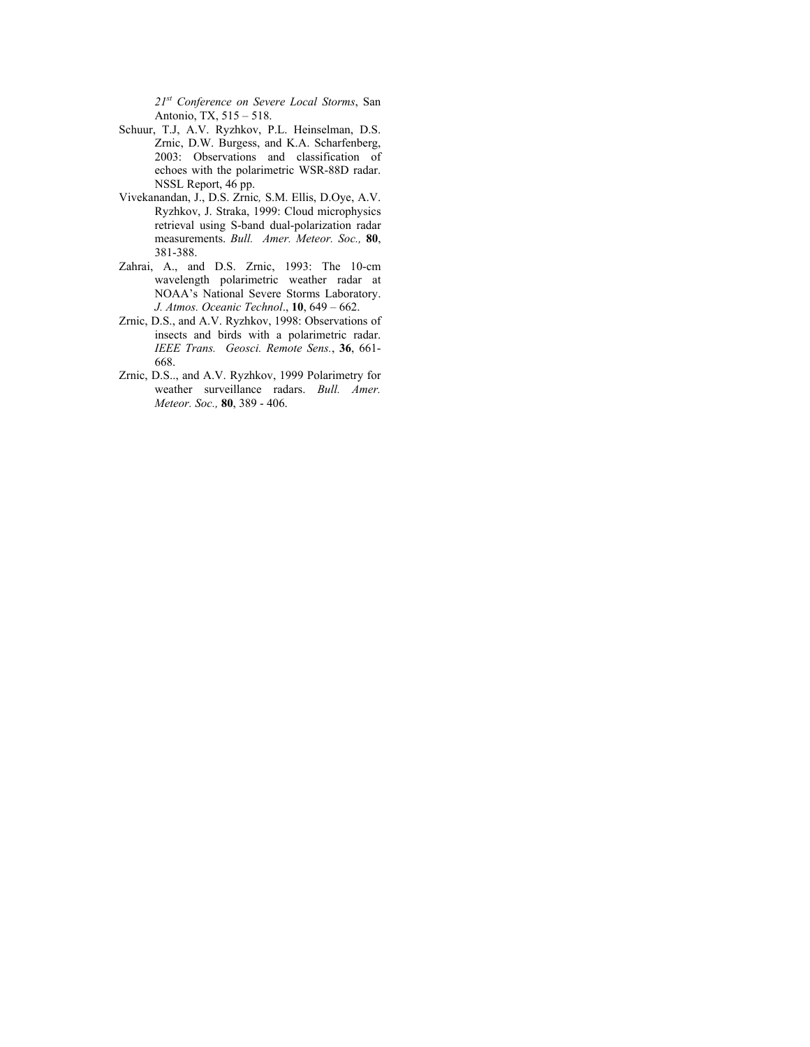*21st Conference on Severe Local Storms*, San Antonio, TX, 515 – 518.

Schuur, T.J, A.V. Ryzhkov, P.L. Heinselman, D.S. Zrnic, D.W. Burgess, and K.A. Scharfenberg, 2003: Observations and classification of echoes with the polarimetric WSR-88D radar. NSSL Report, 46 pp.

Vivekanandan, J., D.S. Zrnic*,* S.M. Ellis, D.Oye, A.V. Ryzhkov, J. Straka, 1999: Cloud microphysics retrieval using S-band dual-polarization radar measurements. *Bull. Amer. Meteor. Soc.,* **80**, 381-388.

Zahrai, A., and D.S. Zrnic, 1993: The 10-cm wavelength polarimetric weather radar at NOAA's National Severe Storms Laboratory. *J. Atmos. Oceanic Technol*., **10**, 649 – 662.

Zrnic, D.S., and A.V. Ryzhkov, 1998: Observations of insects and birds with a polarimetric radar. *IEEE Trans. Geosci. Remote Sens.*, **36**, 661-668.

Zrnic, D.S.., and A.V. Ryzhkov, 1999 Polarimetry for weather surveillance radars. *Bull. Amer. Meteor. Soc.,* **80**, 389 - 406.